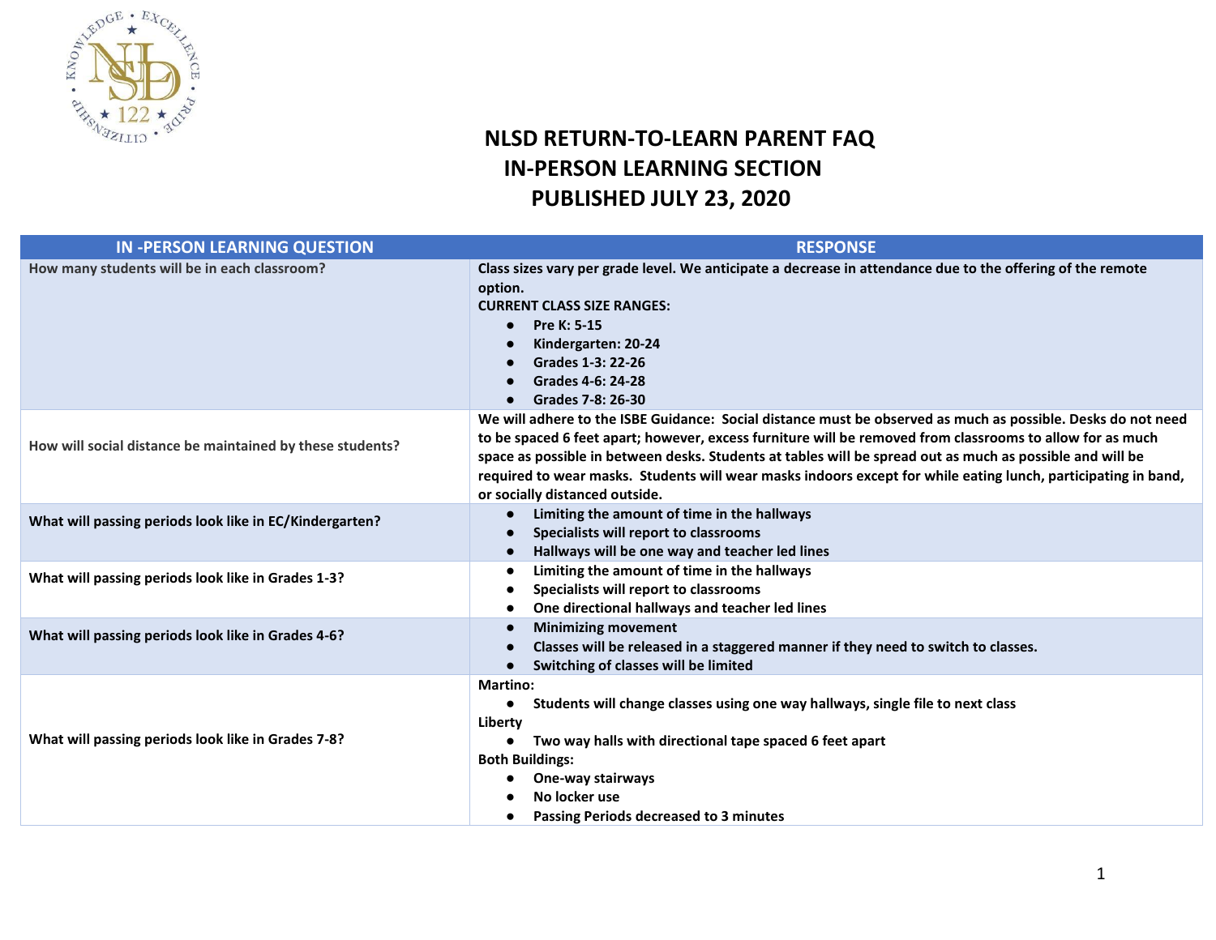# NLSD RETURN-TO-LEARN PARENT FAQ
## IN-PERSON LEARNING SECTION
## PUBLISHED JULY 23, 2020

| IN -PERSON LEARNING QUESTION | RESPONSE |
|---|---|
| How many students will be in each classroom? | Class sizes vary per grade level. We anticipate a decrease in attendance due to the offering of the remote option.<br>**CURRENT CLASS SIZE RANGES:**<br>● Pre K: 5-15<br>● Kindergarten: 20-24<br>● Grades 1-3: 22-26<br>● Grades 4-6: 24-28<br>● Grades 7-8: 26-30 |
| How will social distance be maintained by these students? | We will adhere to the ISBE Guidance: Social distance must be observed as much as possible. Desks do not need to be spaced 6 feet apart; however, excess furniture will be removed from classrooms to allow for as much space as possible in between desks. Students at tables will be spread out as much as possible and will be required to wear masks. Students will wear masks indoors except for while eating lunch, participating in band, or socially distanced outside. |
| What will passing periods look like in EC/Kindergarten? | ● Limiting the amount of time in the hallways<br>● Specialists will report to classrooms<br>● Hallways will be one way and teacher led lines |
| What will passing periods look like in Grades 1-3? | ● Limiting the amount of time in the hallways<br>● Specialists will report to classrooms<br>● One directional hallways and teacher led lines |
| What will passing periods look like in Grades 4-6? | ● Minimizing movement<br>● Classes will be released in a staggered manner if they need to switch to classes.<br>● Switching of classes will be limited |
| What will passing periods look like in Grades 7-8? | Martino:<br>● Students will change classes using one way hallways, single file to next class<br>Liberty<br>● Two way halls with directional tape spaced 6 feet apart<br>Both Buildings:<br>● One-way stairways<br>● No locker use<br>● Passing Periods decreased to 3 minutes |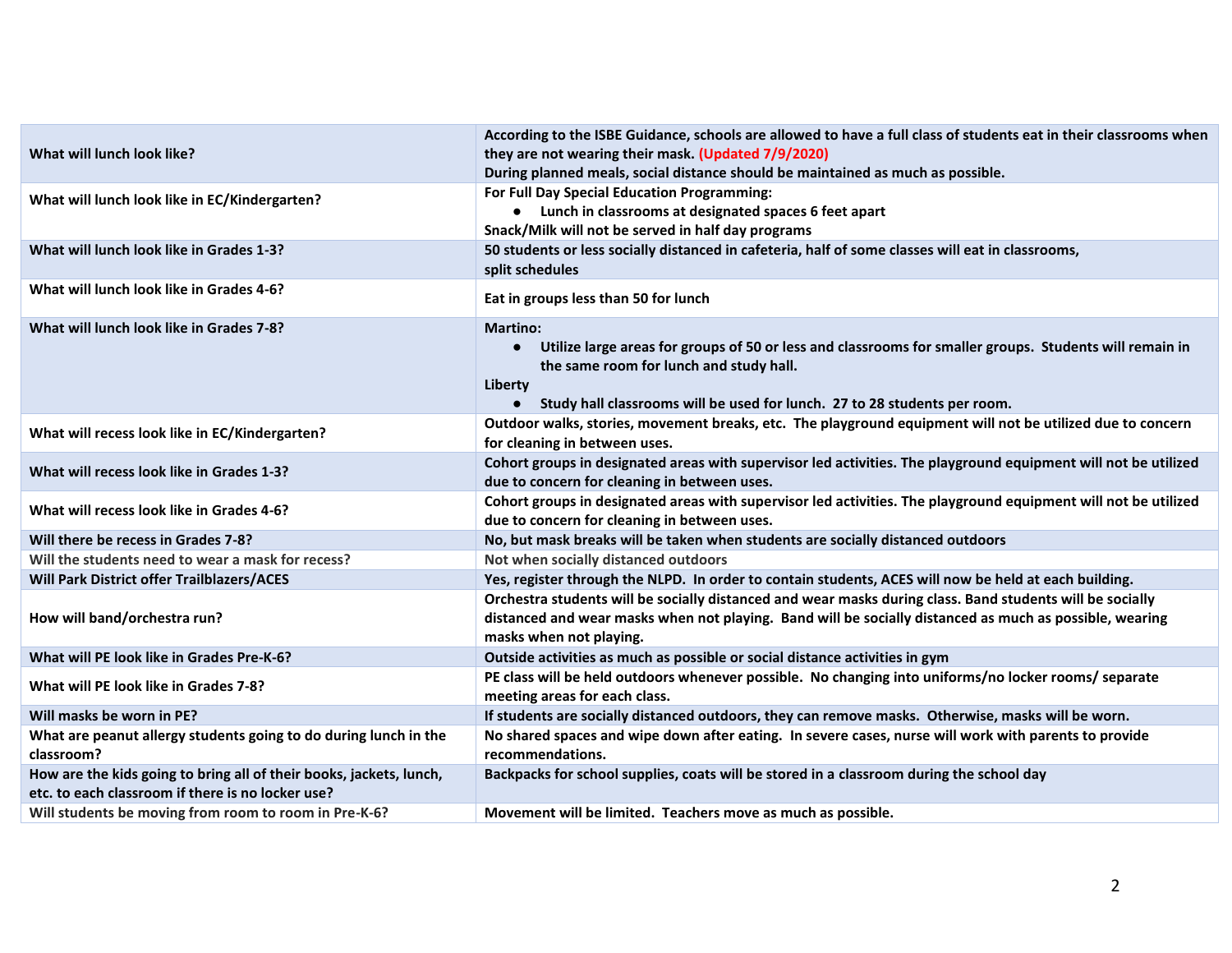| What will lunch look like? | According to the ISBE Guidance, schools are allowed to have a full class of students eat in their classrooms when they are not wearing their mask. (Updated 7/9/2020)<br>During planned meals, social distance should be maintained as much as possible. |
|---|---|
| What will lunch look like in EC/Kindergarten? | For Full Day Special Education Programming:<br>● Lunch in classrooms at designated spaces 6 feet apart<br>Snack/Milk will not be served in half day programs |
| What will lunch look like in Grades 1-3? | 50 students or less socially distanced in cafeteria, half of some classes will eat in classrooms, split schedules |
| What will lunch look like in Grades 4-6? | Eat in groups less than 50 for lunch |
| What will lunch look like in Grades 7-8? | Martino:<br>● Utilize large areas for groups of 50 or less and classrooms for smaller groups. Students will remain in the same room for lunch and study hall.<br>Liberty<br>● Study hall classrooms will be used for lunch. 27 to 28 students per room. |
| What will recess look like in EC/Kindergarten? | Outdoor walks, stories, movement breaks, etc. The playground equipment will not be utilized due to concern for cleaning in between uses. |
| What will recess look like in Grades 1-3? | Cohort groups in designated areas with supervisor led activities. The playground equipment will not be utilized due to concern for cleaning in between uses. |
| What will recess look like in Grades 4-6? | Cohort groups in designated areas with supervisor led activities. The playground equipment will not be utilized due to concern for cleaning in between uses. |
| Will there be recess in Grades 7-8? | No, but mask breaks will be taken when students are socially distanced outdoors |
| Will the students need to wear a mask for recess? | Not when socially distanced outdoors |
| Will Park District offer Trailblazers/ACES | Yes, register through the NLPD. In order to contain students, ACES will now be held at each building. |
| How will band/orchestra run? | Orchestra students will be socially distanced and wear masks during class. Band students will be socially distanced and wear masks when not playing. Band will be socially distanced as much as possible, wearing masks when not playing. |
| What will PE look like in Grades Pre-K-6? | Outside activities as much as possible or social distance activities in gym |
| What will PE look like in Grades 7-8? | PE class will be held outdoors whenever possible. No changing into uniforms/no locker rooms/ separate meeting areas for each class. |
| Will masks be worn in PE? | If students are socially distanced outdoors, they can remove masks. Otherwise, masks will be worn. |
| What are peanut allergy students going to do during lunch in the classroom? | No shared spaces and wipe down after eating. In severe cases, nurse will work with parents to provide recommendations. |
| How are the kids going to bring all of their books, jackets, lunch, etc. to each classroom if there is no locker use? | Backpacks for school supplies, coats will be stored in a classroom during the school day |
| Will students be moving from room to room in Pre-K-6? | Movement will be limited. Teachers move as much as possible. |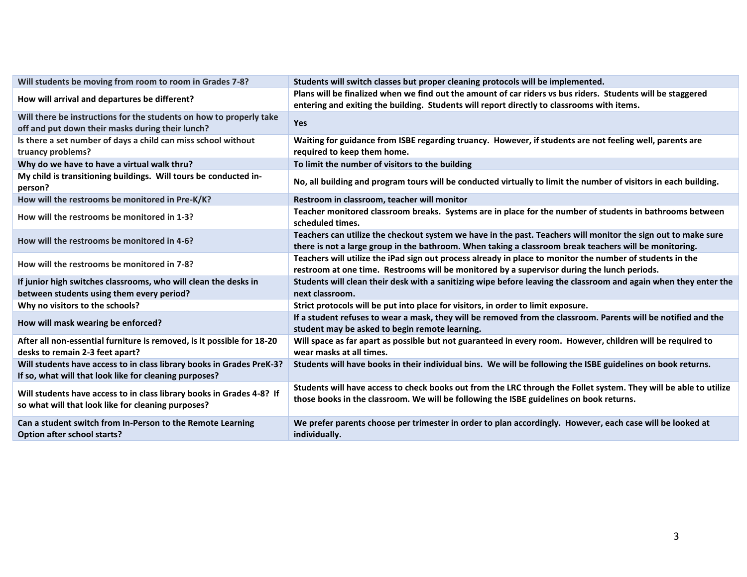| Will students be moving from room to room in Grades 7-8? | Students will switch classes but proper cleaning protocols will be implemented. |
|---|---|
| How will arrival and departures be different? | Plans will be finalized when we find out the amount of car riders vs bus riders. Students will be staggered entering and exiting the building. Students will report directly to classrooms with items. |
| Will there be instructions for the students on how to properly take off and put down their masks during their lunch? | Yes |
| Is there a set number of days a child can miss school without truancy problems? | Waiting for guidance from ISBE regarding truancy. However, if students are not feeling well, parents are required to keep them home. |
| Why do we have to have a virtual walk thru? | To limit the number of visitors to the building |
| My child is transitioning buildings. Will tours be conducted in-person? | No, all building and program tours will be conducted virtually to limit the number of visitors in each building. |
| How will the restrooms be monitored in Pre-K/K? | Restroom in classroom, teacher will monitor |
| How will the restrooms be monitored in 1-3? | Teacher monitored classroom breaks. Systems are in place for the number of students in bathrooms between scheduled times. |
| How will the restrooms be monitored in 4-6? | Teachers can utilize the checkout system we have in the past. Teachers will monitor the sign out to make sure there is not a large group in the bathroom. When taking a classroom break teachers will be monitoring. |
| How will the restrooms be monitored in 7-8? | Teachers will utilize the iPad sign out process already in place to monitor the number of students in the restroom at one time. Restrooms will be monitored by a supervisor during the lunch periods. |
| If junior high switches classrooms, who will clean the desks in between students using them every period? | Students will clean their desk with a sanitizing wipe before leaving the classroom and again when they enter the next classroom. |
| Why no visitors to the schools? | Strict protocols will be put into place for visitors, in order to limit exposure. |
| How will mask wearing be enforced? | If a student refuses to wear a mask, they will be removed from the classroom. Parents will be notified and the student may be asked to begin remote learning. |
| After all non-essential furniture is removed, is it possible for 18-20 desks to remain 2-3 feet apart? | Will space as far apart as possible but not guaranteed in every room. However, children will be required to wear masks at all times. |
| Will students have access to in class library books in Grades PreK-3? If so, what will that look like for cleaning purposes? | Students will have books in their individual bins. We will be following the ISBE guidelines on book returns. |
| Will students have access to in class library books in Grades 4-8? If so what will that look like for cleaning purposes? | Students will have access to check books out from the LRC through the Follet system. They will be able to utilize those books in the classroom. We will be following the ISBE guidelines on book returns. |
| Can a student switch from In-Person to the Remote Learning Option after school starts? | We prefer parents choose per trimester in order to plan accordingly. However, each case will be looked at individually. |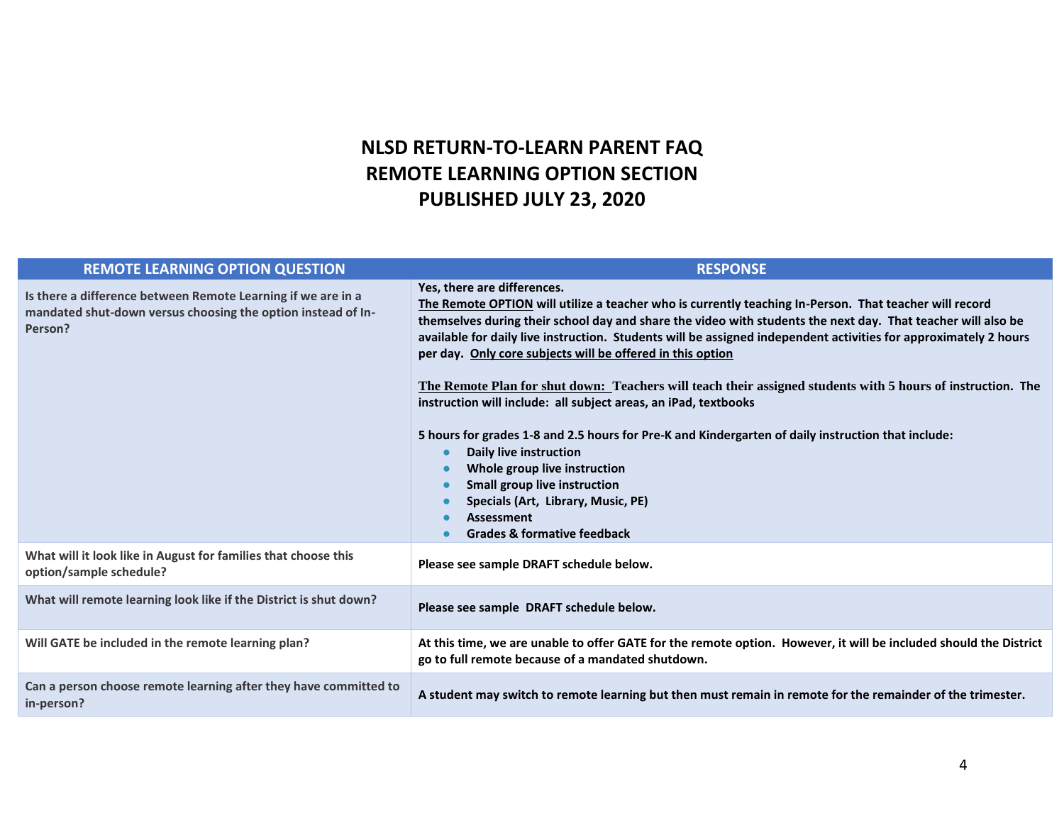# NLSD RETURN-TO-LEARN PARENT FAQ
# REMOTE LEARNING OPTION SECTION
# PUBLISHED JULY 23, 2020

| REMOTE LEARNING OPTION QUESTION | RESPONSE |
|---|---|
| Is there a difference between Remote Learning if we are in a mandated shut-down versus choosing the option instead of In-Person? | Yes, there are differences.<br>The Remote OPTION will utilize a teacher who is currently teaching In-Person. That teacher will record themselves during their school day and share the video with students the next day. That teacher will also be available for daily live instruction. Students will be assigned independent activities for approximately 2 hours per day. Only core subjects will be offered in this option<br><br>The Remote Plan for shut down: Teachers will teach their assigned students with 5 hours of instruction. The instruction will include: all subject areas, an iPad, textbooks<br><br>5 hours for grades 1-8 and 2.5 hours for Pre-K and Kindergarten of daily instruction that include:<br>• Daily live instruction<br>• Whole group live instruction<br>• Small group live instruction<br>• Specials (Art, Library, Music, PE)<br>• Assessment<br>• Grades & formative feedback |
| What will it look like in August for families that choose this option/sample schedule? | Please see sample DRAFT schedule below. |
| What will remote learning look like if the District is shut down? | Please see sample DRAFT schedule below. |
| Will GATE be included in the remote learning plan? | At this time, we are unable to offer GATE for the remote option. However, it will be included should the District go to full remote because of a mandated shutdown. |
| Can a person choose remote learning after they have committed to in-person? | A student may switch to remote learning but then must remain in remote for the remainder of the trimester. |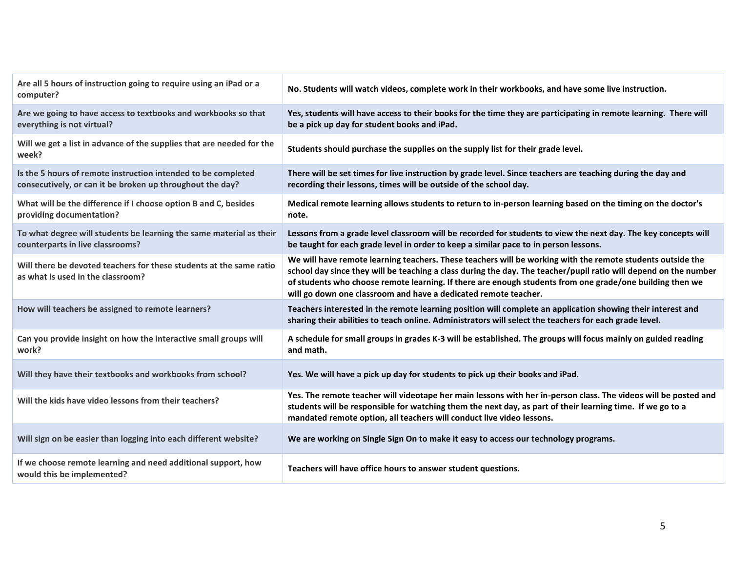| | |
|---|---|
| Are all 5 hours of instruction going to require using an iPad or a computer? | **No. Students will watch videos, complete work in their workbooks, and have some live instruction.** |
| Are we going to have access to textbooks and workbooks so that everything is not virtual? | **Yes, students will have access to their books for the time they are participating in remote learning. There will be a pick up day for student books and iPad.** |
| Will we get a list in advance of the supplies that are needed for the week? | **Students should purchase the supplies on the supply list for their grade level.** |
| Is the 5 hours of remote instruction intended to be completed consecutively, or can it be broken up throughout the day? | **There will be set times for live instruction by grade level. Since teachers are teaching during the day and recording their lessons, times will be outside of the school day.** |
| What will be the difference if I choose option B and C, besides providing documentation? | **Medical remote learning allows students to return to in-person learning based on the timing on the doctor's note.** |
| To what degree will students be learning the same material as their counterparts in live classrooms? | **Lessons from a grade level classroom will be recorded for students to view the next day. The key concepts will be taught for each grade level in order to keep a similar pace to in person lessons.** |
| Will there be devoted teachers for these students at the same ratio as what is used in the classroom? | **We will have remote learning teachers. These teachers will be working with the remote students outside the school day since they will be teaching a class during the day. The teacher/pupil ratio will depend on the number of students who choose remote learning. If there are enough students from one grade/one building then we will go down one classroom and have a dedicated remote teacher.** |
| How will teachers be assigned to remote learners? | **Teachers interested in the remote learning position will complete an application showing their interest and sharing their abilities to teach online. Administrators will select the teachers for each grade level.** |
| Can you provide insight on how the interactive small groups will work? | **A schedule for small groups in grades K-3 will be established. The groups will focus mainly on guided reading and math.** |
| Will they have their textbooks and workbooks from school? | **Yes. We will have a pick up day for students to pick up their books and iPad.** |
| Will the kids have video lessons from their teachers? | **Yes. The remote teacher will videotape her main lessons with her in-person class. The videos will be posted and students will be responsible for watching them the next day, as part of their learning time. If we go to a mandated remote option, all teachers will conduct live video lessons.** |
| Will sign on be easier than logging into each different website? | **We are working on Single Sign On to make it easy to access our technology programs.** |
| If we choose remote learning and need additional support, how would this be implemented? | **Teachers will have office hours to answer student questions.** |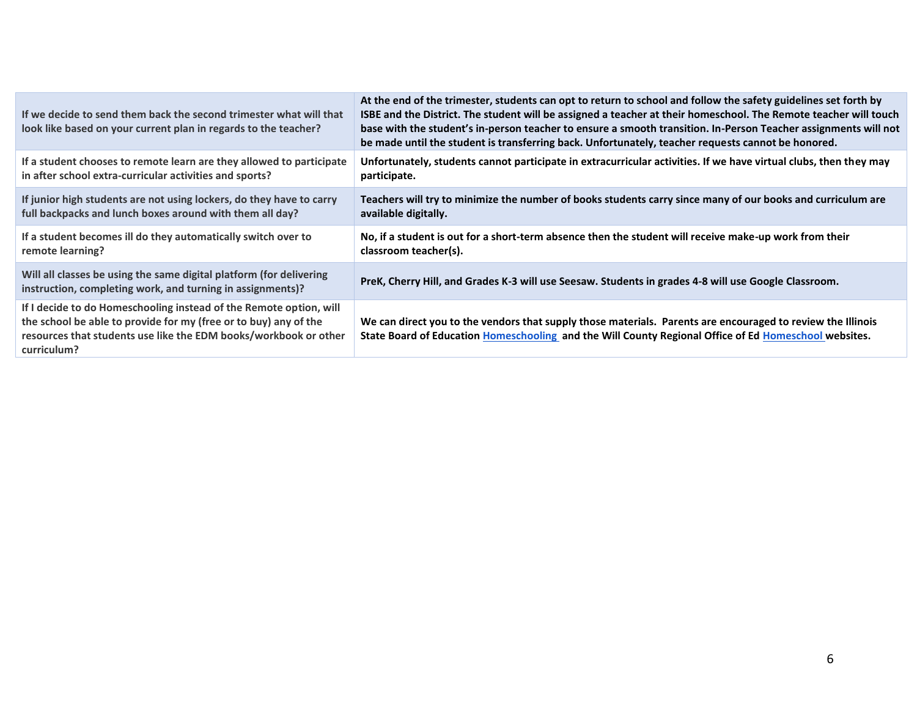| If we decide to send them back the second trimester what will that look like based on your current plan in regards to the teacher? | **At the end of the trimester, students can opt to return to school and follow the safety guidelines set forth by ISBE and the District. The student will be assigned a teacher at their homeschool. The Remote teacher will touch base with the student's in-person teacher to ensure a smooth transition. In-Person Teacher assignments will not be made until the student is transferring back. Unfortunately, teacher requests cannot be honored.** |
|---|---|
| If a student chooses to remote learn are they allowed to participate in after school extra-curricular activities and sports? | **Unfortunately, students cannot participate in extracurricular activities. If we have virtual clubs, then they may participate.** |
| If junior high students are not using lockers, do they have to carry full backpacks and lunch boxes around with them all day? | **Teachers will try to minimize the number of books students carry since many of our books and curriculum are available digitally.** |
| If a student becomes ill do they automatically switch over to remote learning? | **No, if a student is out for a short-term absence then the student will receive make-up work from their classroom teacher(s).** |
| Will all classes be using the same digital platform (for delivering instruction, completing work, and turning in assignments)? | **PreK, Cherry Hill, and Grades K-3 will use Seesaw. Students in grades 4-8 will use Google Classroom.** |
| If I decide to do Homeschooling instead of the Remote option, will the school be able to provide for my (free or to buy) any of the resources that students use like the EDM books/workbook or other curriculum? | **We can direct you to the vendors that supply those materials. Parents are encouraged to review the Illinois State Board of Education Homeschooling and the Will County Regional Office of Ed Homeschool websites.** |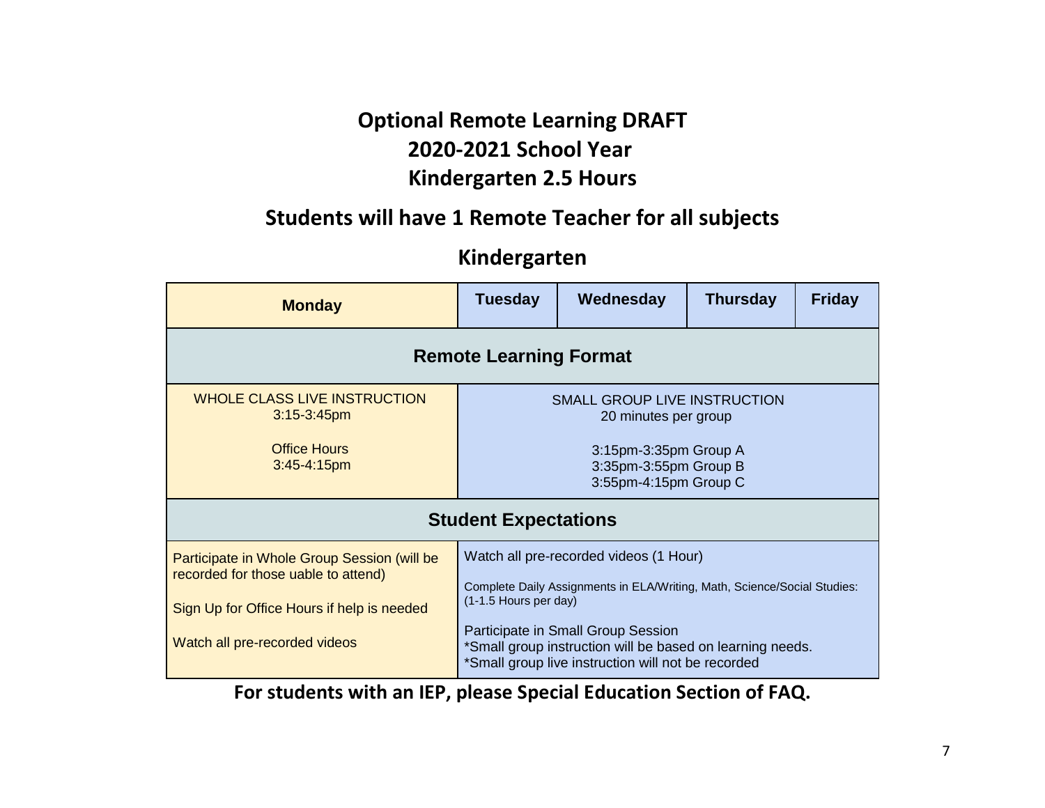# Optional Remote Learning DRAFT
# 2020-2021 School Year
# Kindergarten 2.5 Hours

## Students will have 1 Remote Teacher for all subjects

## Kindergarten

| Monday | Tuesday | Wednesday | Thursday | Friday |
|---|---|---|---|---|
| **Remote Learning Format** | | | | |
| WHOLE CLASS LIVE INSTRUCTION<br>3:15-3:45pm<br><br>Office Hours<br>3:45-4:15pm | SMALL GROUP LIVE INSTRUCTION<br>20 minutes per group<br><br>3:15pm-3:35pm Group A<br>3:35pm-3:55pm Group B<br>3:55pm-4:15pm Group C | | | |
| **Student Expectations** | | | | |
| Participate in Whole Group Session (will be recorded for those uable to attend)<br><br>Sign Up for Office Hours if help is needed<br><br>Watch all pre-recorded videos | Watch all pre-recorded videos (1 Hour)<br><br>Complete Daily Assignments in ELA/Writing, Math, Science/Social Studies: (1-1.5 Hours per day)<br><br>Participate in Small Group Session<br>*Small group instruction will be based on learning needs.<br>*Small group live instruction will not be recorded | | | |

**For students with an IEP, please Special Education Section of FAQ.**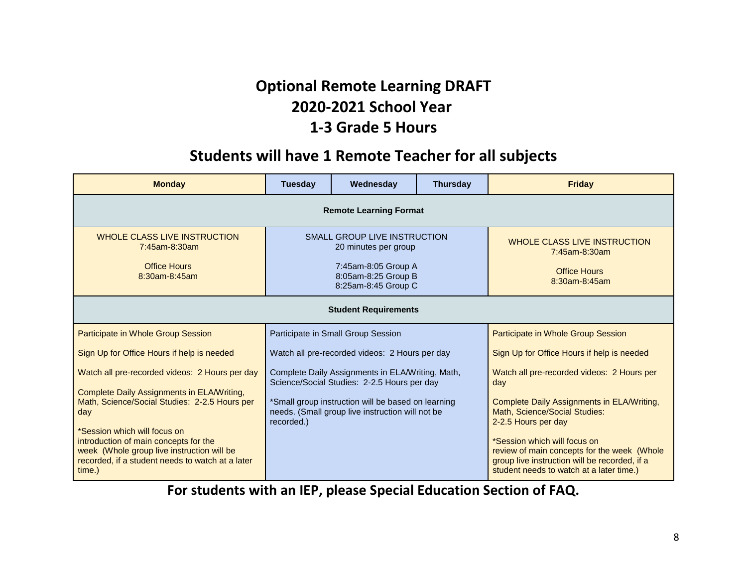# Optional Remote Learning DRAFT

# 2020-2021 School Year

# 1-3 Grade 5 Hours

## Students will have 1 Remote Teacher for all subjects

| Monday | Tuesday | Wednesday | Thursday | Friday |
|---|---|---|---|---|
| **Remote Learning Format** | | | | |
| WHOLE CLASS LIVE INSTRUCTION 7:45am-8:30am<br><br>Office Hours 8:30am-8:45am | SMALL GROUP LIVE INSTRUCTION 20 minutes per group<br><br>7:45am-8:05 Group A<br>8:05am-8:25 Group B<br>8:25am-8:45 Group C | | | WHOLE CLASS LIVE INSTRUCTION 7:45am-8:30am<br><br>Office Hours 8:30am-8:45am |
| **Student Requirements** | | | | |
| Participate in Whole Group Session<br><br>Sign Up for Office Hours if help is needed<br><br>Watch all pre-recorded videos: 2 Hours per day<br><br>Complete Daily Assignments in ELA/Writing, Math, Science/Social Studies: 2-2.5 Hours per day<br><br>*Session which will focus on introduction of main concepts for the week (Whole group live instruction will be recorded, if a student needs to watch at a later time.) | Participate in Small Group Session<br><br>Watch all pre-recorded videos: 2 Hours per day<br><br>Complete Daily Assignments in ELA/Writing, Math, Science/Social Studies: 2-2.5 Hours per day<br><br>*Small group instruction will be based on learning needs. (Small group live instruction will not be recorded.) | | | Participate in Whole Group Session<br><br>Sign Up for Office Hours if help is needed<br><br>Watch all pre-recorded videos: 2 Hours per day<br><br>Complete Daily Assignments in ELA/Writing, Math, Science/Social Studies: 2-2.5 Hours per day<br><br>*Session which will focus on review of main concepts for the week (Whole group live instruction will be recorded, if a student needs to watch at a later time.) |

**For students with an IEP, please Special Education Section of FAQ.**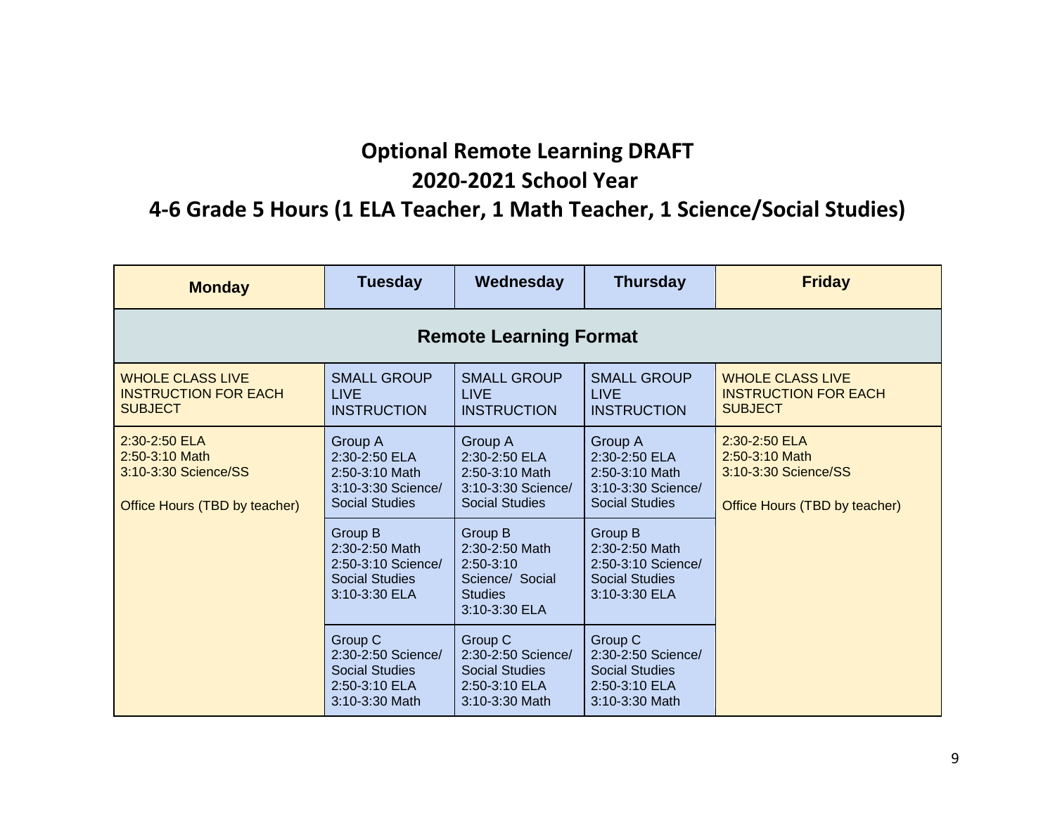# Optional Remote Learning DRAFT
# 2020-2021 School Year
# 4-6 Grade 5 Hours (1 ELA Teacher, 1 Math Teacher, 1 Science/Social Studies)

| Monday | Tuesday | Wednesday | Thursday | Friday |
|---|---|---|---|---|
| **Remote Learning Format** | | | | |
| WHOLE CLASS LIVE INSTRUCTION FOR EACH SUBJECT | SMALL GROUP LIVE INSTRUCTION | SMALL GROUP LIVE INSTRUCTION | SMALL GROUP LIVE INSTRUCTION | WHOLE CLASS LIVE INSTRUCTION FOR EACH SUBJECT |
| 2:30-2:50 ELA<br>2:50-3:10 Math<br>3:10-3:30 Science/SS<br><br>Office Hours (TBD by teacher) | Group A<br>2:30-2:50 ELA<br>2:50-3:10 Math<br>3:10-3:30 Science/ Social Studies | Group A<br>2:30-2:50 ELA<br>2:50-3:10 Math<br>3:10-3:30 Science/ Social Studies | Group A<br>2:30-2:50 ELA<br>2:50-3:10 Math<br>3:10-3:30 Science/ Social Studies | 2:30-2:50 ELA<br>2:50-3:10 Math<br>3:10-3:30 Science/SS<br><br>Office Hours (TBD by teacher) |
| | Group B<br>2:30-2:50 Math<br>2:50-3:10 Science/ Social Studies<br>3:10-3:30 ELA | Group B<br>2:30-2:50 Math<br>2:50-3:10 Science/ Social Studies<br>3:10-3:30 ELA | Group B<br>2:30-2:50 Math<br>2:50-3:10 Science/ Social Studies<br>3:10-3:30 ELA | |
| | Group C<br>2:30-2:50 Science/ Social Studies<br>2:50-3:10 ELA<br>3:10-3:30 Math | Group C<br>2:30-2:50 Science/ Social Studies<br>2:50-3:10 ELA<br>3:10-3:30 Math | Group C<br>2:30-2:50 Science/ Social Studies<br>2:50-3:10 ELA<br>3:10-3:30 Math | |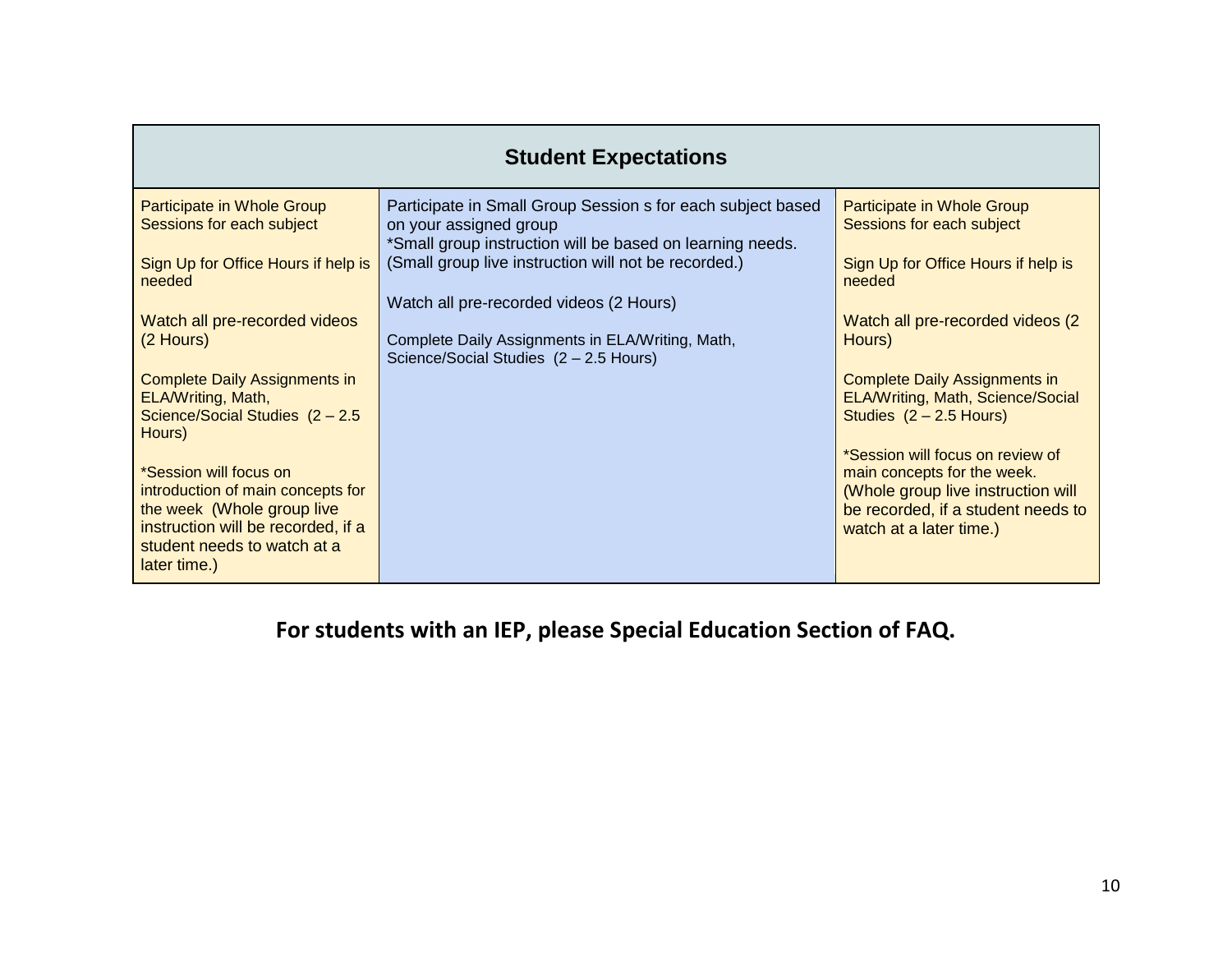| Student Expectations | | |
|---|---|---|
| Participate in Whole Group Sessions for each subject<br><br>Sign Up for Office Hours if help is needed<br><br>Watch all pre-recorded videos (2 Hours)<br><br>Complete Daily Assignments in ELA/Writing, Math, Science/Social Studies (2 – 2.5 Hours)<br><br>*Session will focus on introduction of main concepts for the week (Whole group live instruction will be recorded, if a student needs to watch at a later time.) | Participate in Small Group Session s for each subject based on your assigned group<br>*Small group instruction will be based on learning needs. (Small group live instruction will not be recorded.)<br><br>Watch all pre-recorded videos (2 Hours)<br><br>Complete Daily Assignments in ELA/Writing, Math, Science/Social Studies (2 – 2.5 Hours) | Participate in Whole Group Sessions for each subject<br><br>Sign Up for Office Hours if help is needed<br><br>Watch all pre-recorded videos (2 Hours)<br><br>Complete Daily Assignments in ELA/Writing, Math, Science/Social Studies (2 – 2.5 Hours)<br><br>*Session will focus on review of main concepts for the week. (Whole group live instruction will be recorded, if a student needs to watch at a later time.) |

**For students with an IEP, please Special Education Section of FAQ.**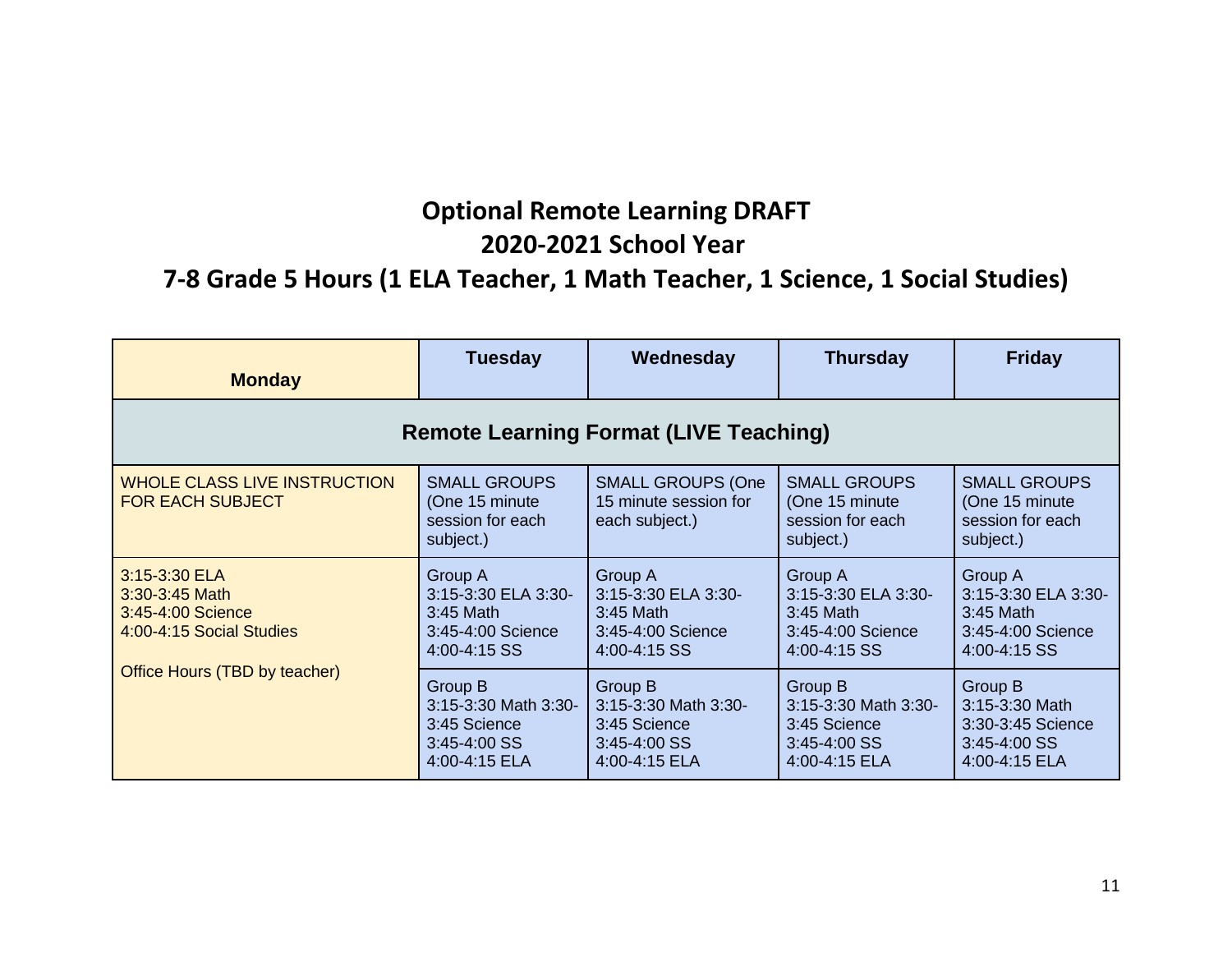## Optional Remote Learning DRAFT
## 2020-2021 School Year
## 7-8 Grade 5 Hours (1 ELA Teacher, 1 Math Teacher, 1 Science, 1 Social Studies)

| Monday | Tuesday | Wednesday | Thursday | Friday |
|---|---|---|---|---|
| **Remote Learning Format (LIVE Teaching)** | | | | |
| WHOLE CLASS LIVE INSTRUCTION FOR EACH SUBJECT | SMALL GROUPS (One 15 minute session for each subject.) | SMALL GROUPS (One 15 minute session for each subject.) | SMALL GROUPS (One 15 minute session for each subject.) | SMALL GROUPS (One 15 minute session for each subject.) |
| 3:15-3:30 ELA<br>3:30-3:45 Math<br>3:45-4:00 Science<br>4:00-4:15 Social Studies<br><br>Office Hours (TBD by teacher) | Group A<br>3:15-3:30 ELA 3:30-3:45 Math<br>3:45-4:00 Science<br>4:00-4:15 SS | Group A<br>3:15-3:30 ELA 3:30-3:45 Math<br>3:45-4:00 Science<br>4:00-4:15 SS | Group A<br>3:15-3:30 ELA 3:30-3:45 Math<br>3:45-4:00 Science<br>4:00-4:15 SS | Group A<br>3:15-3:30 ELA 3:30-3:45 Math<br>3:45-4:00 Science<br>4:00-4:15 SS |
| | Group B<br>3:15-3:30 Math 3:30-3:45 Science<br>3:45-4:00 SS<br>4:00-4:15 ELA | Group B<br>3:15-3:30 Math 3:30-3:45 Science<br>3:45-4:00 SS<br>4:00-4:15 ELA | Group B<br>3:15-3:30 Math 3:30-3:45 Science<br>3:45-4:00 SS<br>4:00-4:15 ELA | Group B<br>3:15-3:30 Math<br>3:30-3:45 Science<br>3:45-4:00 SS<br>4:00-4:15 ELA |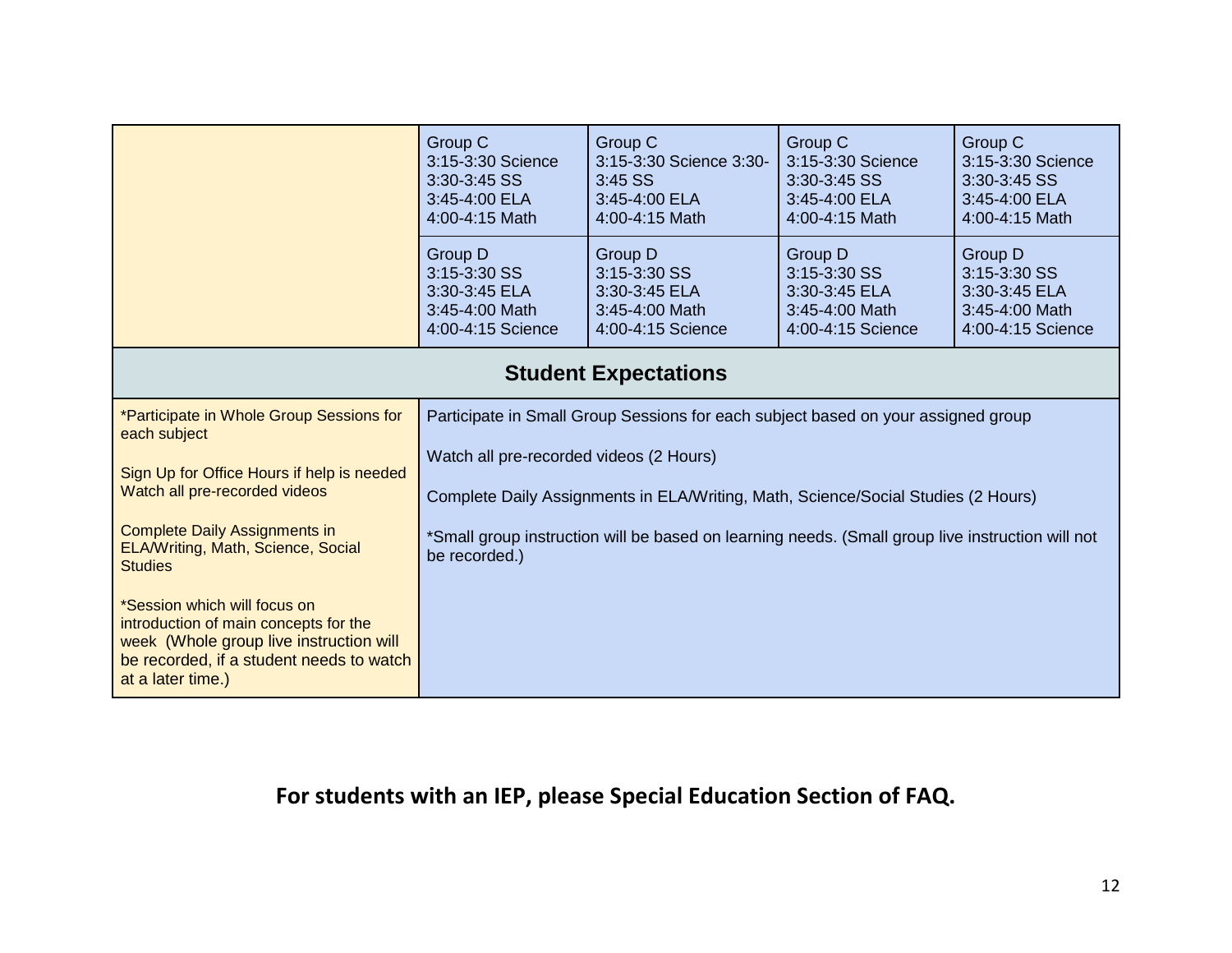|  |  |  |  |  |
|---|---|---|---|---|
|  | Group C<br>3:15-3:30 Science<br>3:30-3:45 SS<br>3:45-4:00 ELA<br>4:00-4:15 Math | Group C<br>3:15-3:30 Science 3:30-3:45 SS<br>3:45-4:00 ELA<br>4:00-4:15 Math | Group C<br>3:15-3:30 Science<br>3:30-3:45 SS<br>3:45-4:00 ELA<br>4:00-4:15 Math | Group C<br>3:15-3:30 Science<br>3:30-3:45 SS<br>3:45-4:00 ELA<br>4:00-4:15 Math |
|  | Group D<br>3:15-3:30 SS<br>3:30-3:45 ELA<br>3:45-4:00 Math<br>4:00-4:15 Science | Group D<br>3:15-3:30 SS<br>3:30-3:45 ELA<br>3:45-4:00 Math<br>4:00-4:15 Science | Group D<br>3:15-3:30 SS<br>3:30-3:45 ELA<br>3:45-4:00 Math<br>4:00-4:15 Science | Group D<br>3:15-3:30 SS<br>3:30-3:45 ELA<br>3:45-4:00 Math<br>4:00-4:15 Science |
| **Student Expectations** |  |  |  |  |
| *Participate in Whole Group Sessions for each subject<br><br>Sign Up for Office Hours if help is needed<br>Watch all pre-recorded videos<br><br>Complete Daily Assignments in ELA/Writing, Math, Science, Social Studies<br><br>*Session which will focus on introduction of main concepts for the week (Whole group live instruction will be recorded, if a student needs to watch at a later time.) | Participate in Small Group Sessions for each subject based on your assigned group<br><br>Watch all pre-recorded videos (2 Hours)<br><br>Complete Daily Assignments in ELA/Writing, Math, Science/Social Studies (2 Hours)<br><br>*Small group instruction will be based on learning needs. (Small group live instruction will not be recorded.) |  |  |  |

**For students with an IEP, please Special Education Section of FAQ.**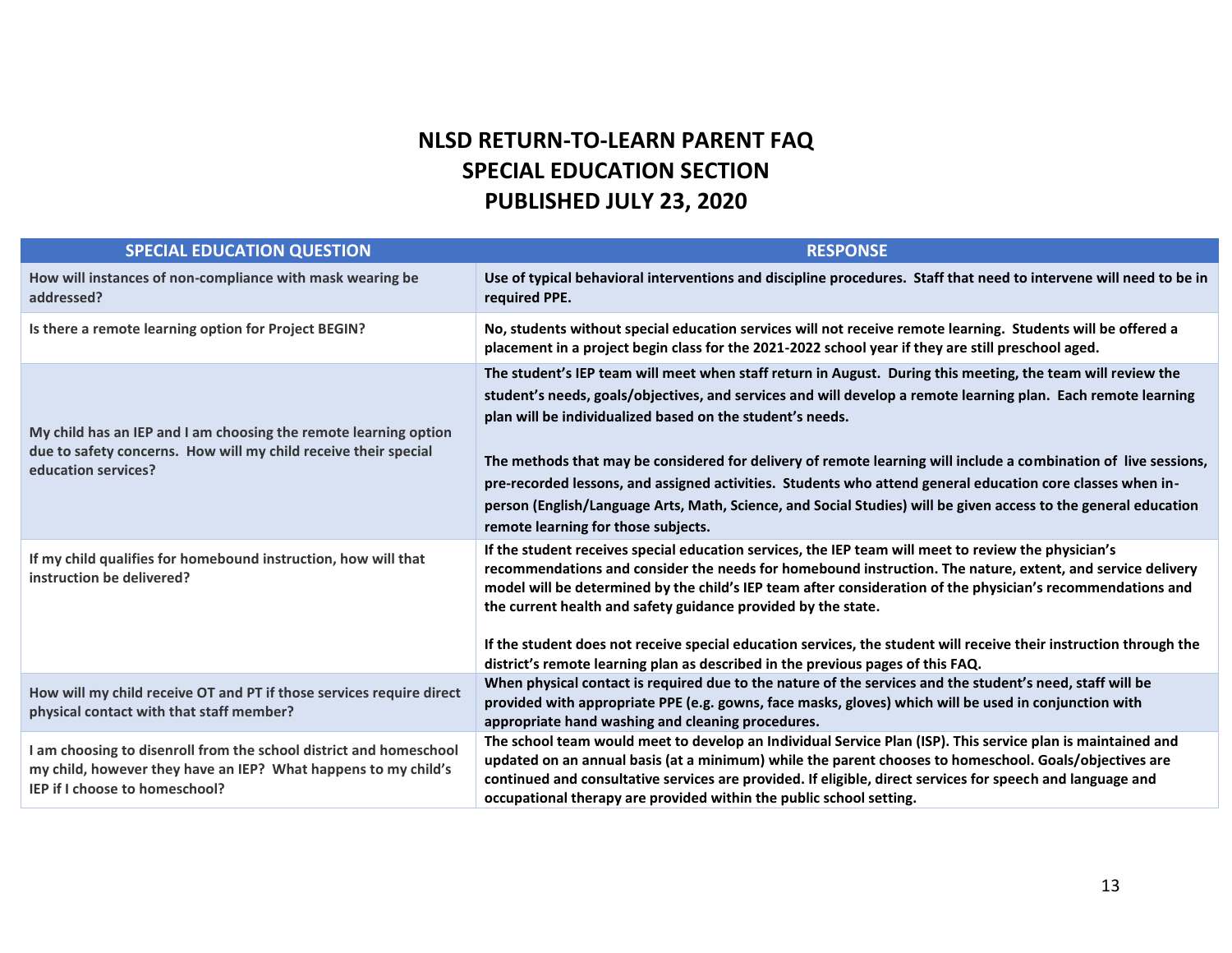# NLSD RETURN-TO-LEARN PARENT FAQ
## SPECIAL EDUCATION SECTION
## PUBLISHED JULY 23, 2020

| SPECIAL EDUCATION QUESTION | RESPONSE |
|---|---|
| How will instances of non-compliance with mask wearing be addressed? | Use of typical behavioral interventions and discipline procedures. Staff that need to intervene will need to be in required PPE. |
| Is there a remote learning option for Project BEGIN? | No, students without special education services will not receive remote learning. Students will be offered a placement in a project begin class for the 2021-2022 school year if they are still preschool aged. |
| My child has an IEP and I am choosing the remote learning option due to safety concerns. How will my child receive their special education services? | The student's IEP team will meet when staff return in August. During this meeting, the team will review the student's needs, goals/objectives, and services and will develop a remote learning plan. Each remote learning plan will be individualized based on the student's needs.<br><br>The methods that may be considered for delivery of remote learning will include a combination of live sessions, pre-recorded lessons, and assigned activities. Students who attend general education core classes when in-person (English/Language Arts, Math, Science, and Social Studies) will be given access to the general education remote learning for those subjects. |
| If my child qualifies for homebound instruction, how will that instruction be delivered? | If the student receives special education services, the IEP team will meet to review the physician's recommendations and consider the needs for homebound instruction. The nature, extent, and service delivery model will be determined by the child's IEP team after consideration of the physician's recommendations and the current health and safety guidance provided by the state.<br><br>If the student does not receive special education services, the student will receive their instruction through the district's remote learning plan as described in the previous pages of this FAQ. |
| How will my child receive OT and PT if those services require direct physical contact with that staff member? | When physical contact is required due to the nature of the services and the student's need, staff will be provided with appropriate PPE (e.g. gowns, face masks, gloves) which will be used in conjunction with appropriate hand washing and cleaning procedures. |
| I am choosing to disenroll from the school district and homeschool my child, however they have an IEP? What happens to my child's IEP if I choose to homeschool? | The school team would meet to develop an Individual Service Plan (ISP). This service plan is maintained and updated on an annual basis (at a minimum) while the parent chooses to homeschool. Goals/objectives are continued and consultative services are provided. If eligible, direct services for speech and language and occupational therapy are provided within the public school setting. |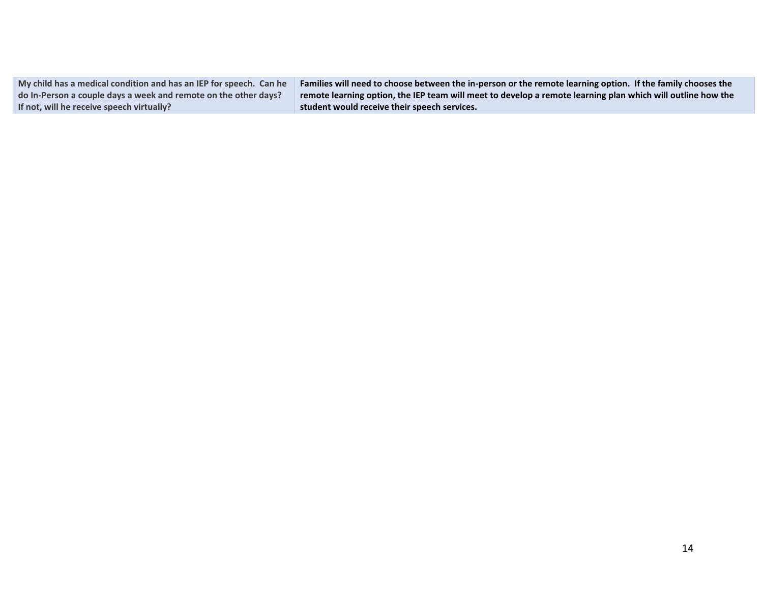| | |
|---|---|
| **My child has a medical condition and has an IEP for speech. Can he do In-Person a couple days a week and remote on the other days? If not, will he receive speech virtually?** | **Families will need to choose between the in-person or the remote learning option. If the family chooses the remote learning option, the IEP team will meet to develop a remote learning plan which will outline how the student would receive their speech services.** |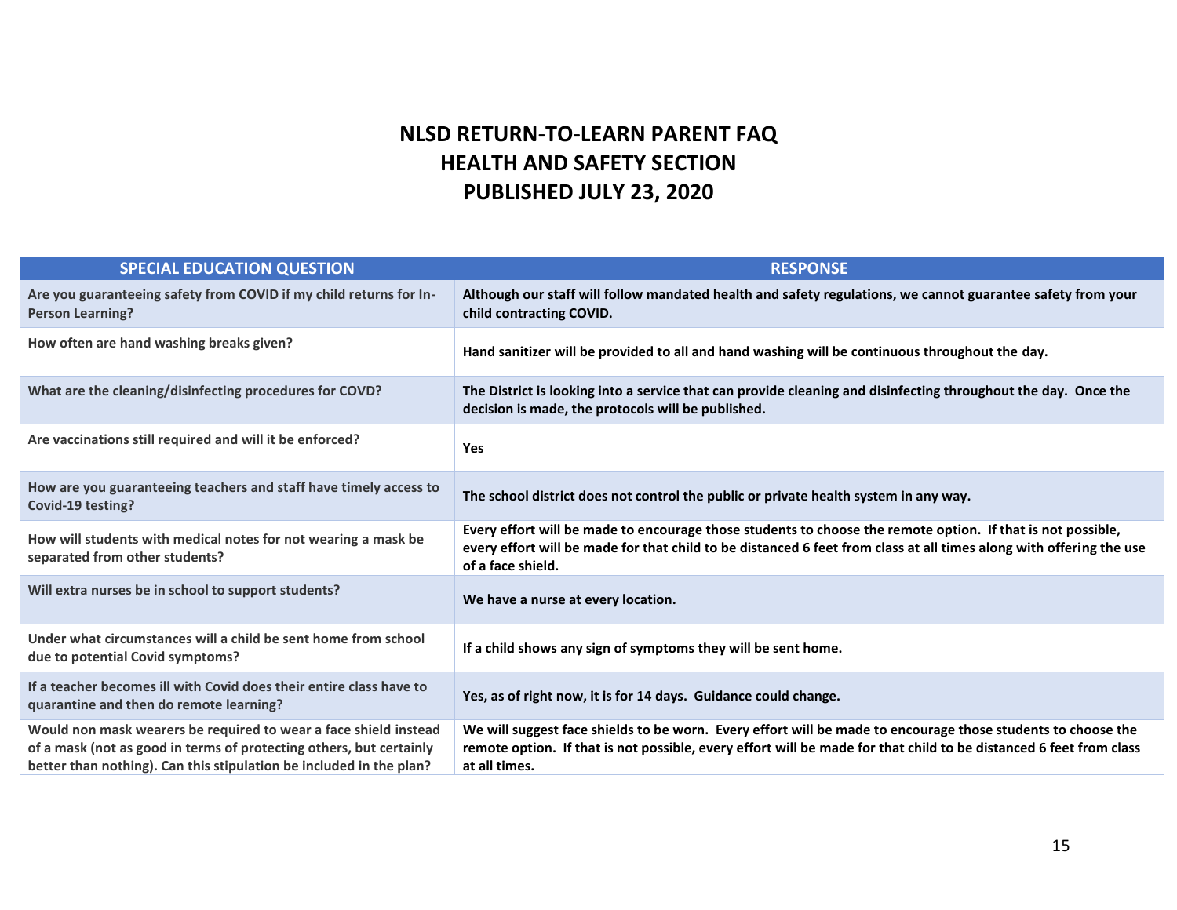# NLSD RETURN-TO-LEARN PARENT FAQ
# HEALTH AND SAFETY SECTION
# PUBLISHED JULY 23, 2020

| SPECIAL EDUCATION QUESTION | RESPONSE |
|---|---|
| Are you guaranteeing safety from COVID if my child returns for In-Person Learning? | Although our staff will follow mandated health and safety regulations, we cannot guarantee safety from your child contracting COVID. |
| How often are hand washing breaks given? | Hand sanitizer will be provided to all and hand washing will be continuous throughout the day. |
| What are the cleaning/disinfecting procedures for COVD? | The District is looking into a service that can provide cleaning and disinfecting throughout the day. Once the decision is made, the protocols will be published. |
| Are vaccinations still required and will it be enforced? | Yes |
| How are you guaranteeing teachers and staff have timely access to Covid-19 testing? | The school district does not control the public or private health system in any way. |
| How will students with medical notes for not wearing a mask be separated from other students? | Every effort will be made to encourage those students to choose the remote option. If that is not possible, every effort will be made for that child to be distanced 6 feet from class at all times along with offering the use of a face shield. |
| Will extra nurses be in school to support students? | We have a nurse at every location. |
| Under what circumstances will a child be sent home from school due to potential Covid symptoms? | If a child shows any sign of symptoms they will be sent home. |
| If a teacher becomes ill with Covid does their entire class have to quarantine and then do remote learning? | Yes, as of right now, it is for 14 days. Guidance could change. |
| Would non mask wearers be required to wear a face shield instead of a mask (not as good in terms of protecting others, but certainly better than nothing). Can this stipulation be included in the plan? | We will suggest face shields to be worn. Every effort will be made to encourage those students to choose the remote option. If that is not possible, every effort will be made for that child to be distanced 6 feet from class at all times. |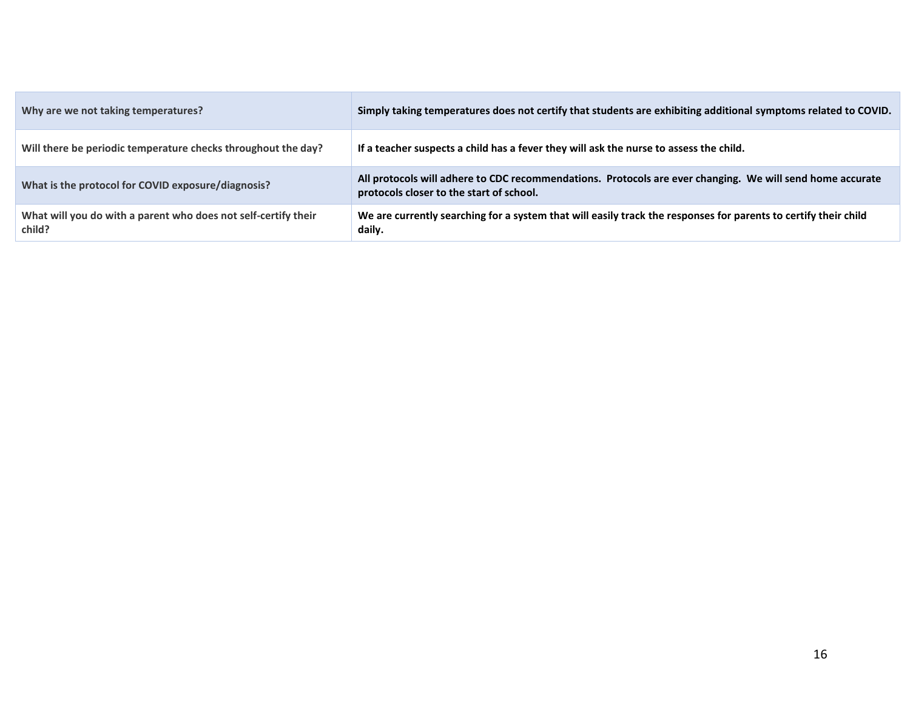| | |
|---|---|
| **Why are we not taking temperatures?** | **Simply taking temperatures does not certify that students are exhibiting additional symptoms related to COVID.** |
| **Will there be periodic temperature checks throughout the day?** | **If a teacher suspects a child has a fever they will ask the nurse to assess the child.** |
| **What is the protocol for COVID exposure/diagnosis?** | **All protocols will adhere to CDC recommendations. Protocols are ever changing. We will send home accurate protocols closer to the start of school.** |
| **What will you do with a parent who does not self-certify their child?** | **We are currently searching for a system that will easily track the responses for parents to certify their child daily.** |